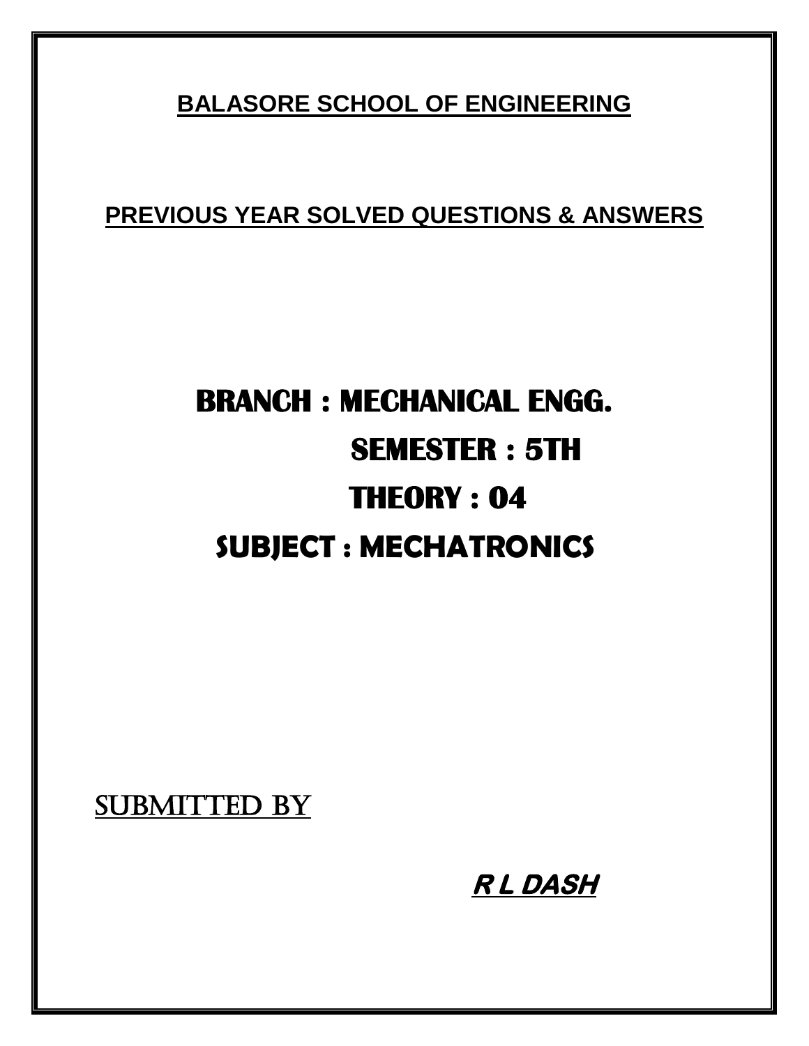# BALASORE SCHOOL OF ENGINEERING

## PREVIOUS YEAR SOLVED QUESTIONS & ANSWERS

# BRANCH : MECHANICAL ENGG.

# SEMESTER : 5TH

# THEORY : 04

# SUBJECT : MECHATRONICS

SUBMITTED BY

***R L DASH***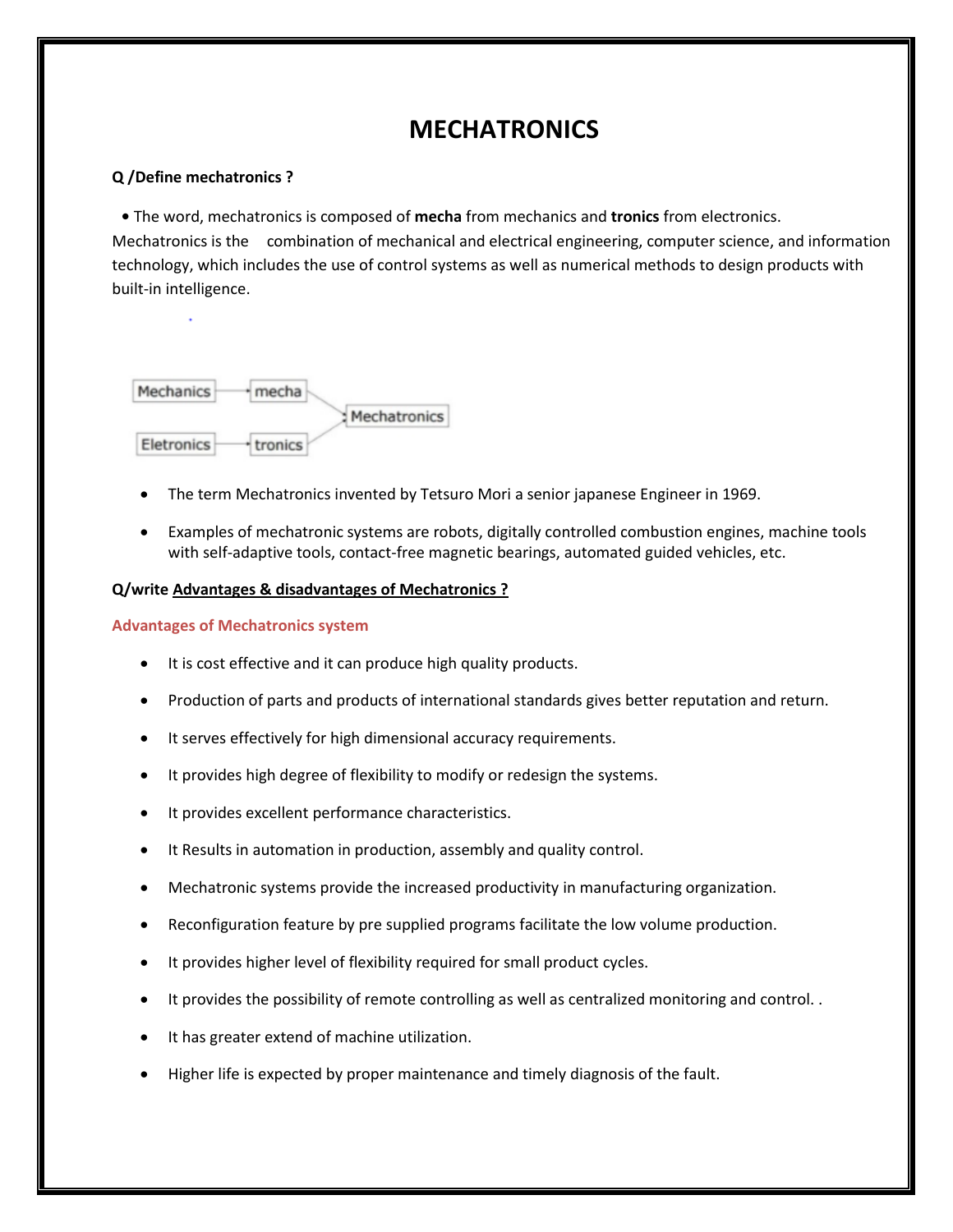# MECHATRONICS

**Q /Define mechatronics ?**

• The word, mechatronics is composed of **mecha** from mechanics and **tronics** from electronics. Mechatronics is the combination of mechanical and electrical engineering, computer science, and information technology, which includes the use of control systems as well as numerical methods to design products with built-in intelligence.

Mechanics → mecha
Eletronics → tronics
→ Mechatronics

- The term Mechatronics invented by Tetsuro Mori a senior japanese Engineer in 1969.
- Examples of mechatronic systems are robots, digitally controlled combustion engines, machine tools with self-adaptive tools, contact-free magnetic bearings, automated guided vehicles, etc.

**Q/write Advantages & disadvantages of Mechatronics ?**

### Advantages of Mechatronics system

- It is cost effective and it can produce high quality products.
- Production of parts and products of international standards gives better reputation and return.
- It serves effectively for high dimensional accuracy requirements.
- It provides high degree of flexibility to modify or redesign the systems.
- It provides excellent performance characteristics.
- It Results in automation in production, assembly and quality control.
- Mechatronic systems provide the increased productivity in manufacturing organization.
- Reconfiguration feature by pre supplied programs facilitate the low volume production.
- It provides higher level of flexibility required for small product cycles.
- It provides the possibility of remote controlling as well as centralized monitoring and control. .
- It has greater extend of machine utilization.
- Higher life is expected by proper maintenance and timely diagnosis of the fault.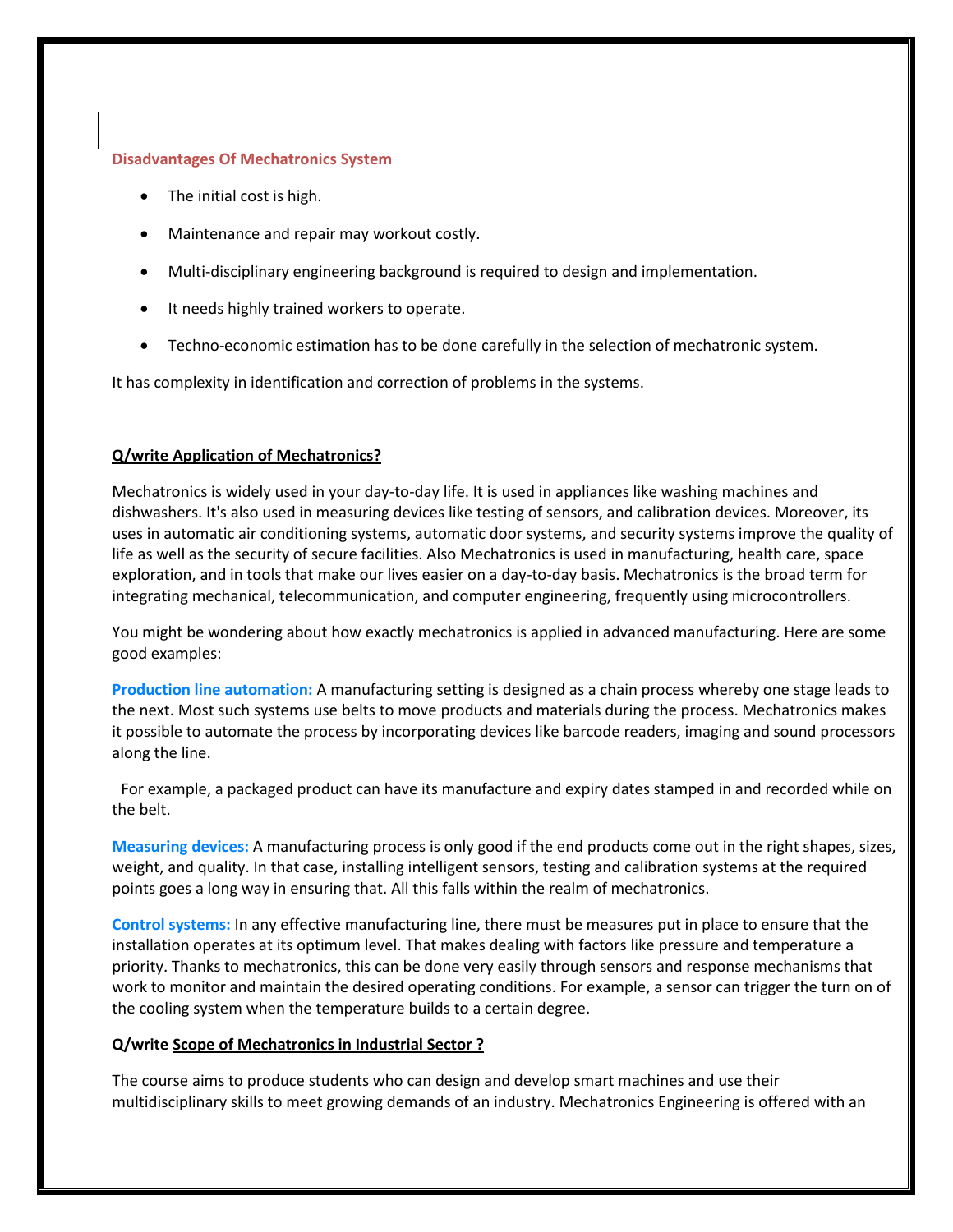**Disadvantages Of Mechatronics System**

- The initial cost is high.
- Maintenance and repair may workout costly.
- Multi-disciplinary engineering background is required to design and implementation.
- It needs highly trained workers to operate.
- Techno-economic estimation has to be done carefully in the selection of mechatronic system.

It has complexity in identification and correction of problems in the systems.

**Q/write Application of Mechatronics?**

Mechatronics is widely used in your day-to-day life. It is used in appliances like washing machines and dishwashers. It's also used in measuring devices like testing of sensors, and calibration devices. Moreover, its uses in automatic air conditioning systems, automatic door systems, and security systems improve the quality of life as well as the security of secure facilities. Also Mechatronics is used in manufacturing, health care, space exploration, and in tools that make our lives easier on a day-to-day basis. Mechatronics is the broad term for integrating mechanical, telecommunication, and computer engineering, frequently using microcontrollers.

You might be wondering about how exactly mechatronics is applied in advanced manufacturing. Here are some good examples:

**Production line automation:** A manufacturing setting is designed as a chain process whereby one stage leads to the next. Most such systems use belts to move products and materials during the process. Mechatronics makes it possible to automate the process by incorporating devices like barcode readers, imaging and sound processors along the line.

For example, a packaged product can have its manufacture and expiry dates stamped in and recorded while on the belt.

**Measuring devices:** A manufacturing process is only good if the end products come out in the right shapes, sizes, weight, and quality. In that case, installing intelligent sensors, testing and calibration systems at the required points goes a long way in ensuring that. All this falls within the realm of mechatronics.

**Control systems:** In any effective manufacturing line, there must be measures put in place to ensure that the installation operates at its optimum level. That makes dealing with factors like pressure and temperature a priority. Thanks to mechatronics, this can be done very easily through sensors and response mechanisms that work to monitor and maintain the desired operating conditions. For example, a sensor can trigger the turn on of the cooling system when the temperature builds to a certain degree.

**Q/write Scope of Mechatronics in Industrial Sector ?**

The course aims to produce students who can design and develop smart machines and use their multidisciplinary skills to meet growing demands of an industry. Mechatronics Engineering is offered with an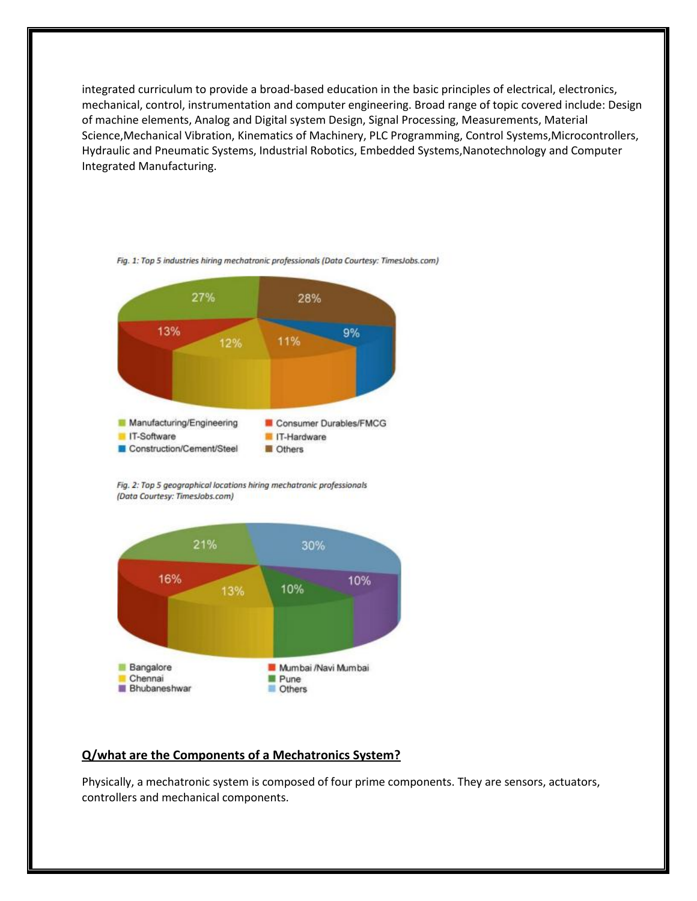integrated curriculum to provide a broad-based education in the basic principles of electrical, electronics, mechanical, control, instrumentation and computer engineering. Broad range of topic covered include: Design of machine elements, Analog and Digital system Design, Signal Processing, Measurements, Material Science,Mechanical Vibration, Kinematics of Machinery, PLC Programming, Control Systems,Microcontrollers, Hydraulic and Pneumatic Systems, Industrial Robotics, Embedded Systems,Nanotechnology and Computer Integrated Manufacturing.

*Fig. 1: Top 5 industries hiring mechatronic professionals (Data Courtesy: TimesJobs.com)*

| Industry | Share |
|---|---|
| Manufacturing/Engineering | 27% |
| Consumer Durables/FMCG | 13% |
| IT-Software | 12% |
| IT-Hardware | 11% |
| Construction/Cement/Steel | 9% |
| Others | 28% |

*Fig. 2: Top 5 geographical locations hiring mechatronic professionals (Data Courtesy: TimesJobs.com)*

| Location | Share |
|---|---|
| Bangalore | 21% |
| Mumbai /Navi Mumbai | 16% |
| Chennai | 13% |
| Pune | 10% |
| Bhubaneshwar | 10% |
| Others | 30% |

## Q/what are the Components of a Mechatronics System?

Physically, a mechatronic system is composed of four prime components. They are sensors, actuators, controllers and mechanical components.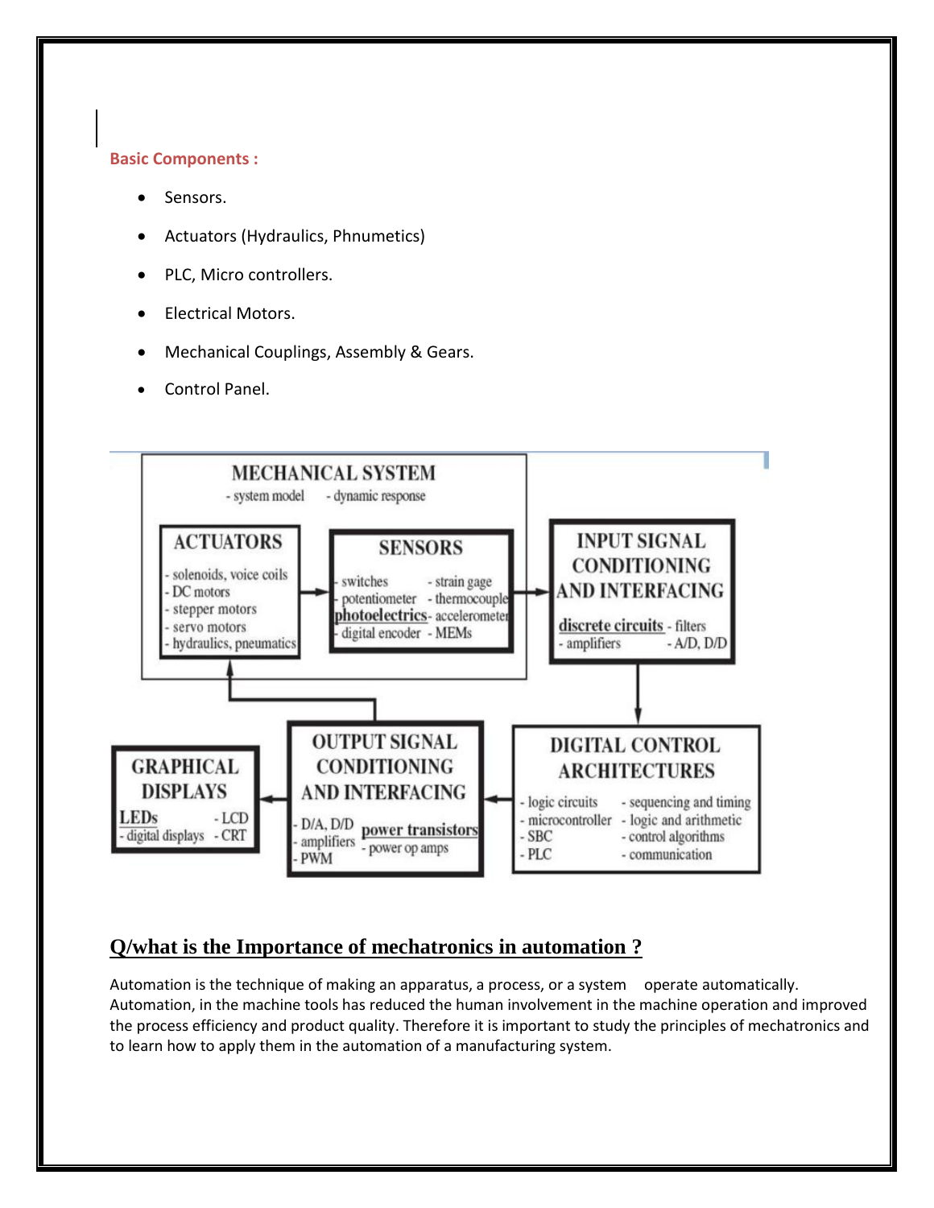**Basic Components :**

- Sensors.
- Actuators (Hydraulics, Phnumetics)
- PLC, Micro controllers.
- Electrical Motors.
- Mechanical Couplings, Assembly & Gears.
- Control Panel.

**MECHANICAL SYSTEM**
- system model
- dynamic response

**ACTUATORS**
- solenoids, voice coils
- DC motors
- stepper motors
- servo motors
- hydraulics, pneumatics

**SENSORS**
- switches
- potentiometer
- photoelectrics
- digital encoder
- strain gage
- thermocouple
- accelerometer
- MEMs

**INPUT SIGNAL CONDITIONING AND INTERFACING**
- discrete circuits
- amplifiers
- filters
- A/D, D/D

**DIGITAL CONTROL ARCHITECTURES**
- logic circuits
- microcontroller
- SBC
- PLC
- sequencing and timing
- logic and arithmetic
- control algorithms
- communication

**OUTPUT SIGNAL CONDITIONING AND INTERFACING**
- D/A, D/D
- amplifiers
- PWM
- power transistors
- power op amps

**GRAPHICAL DISPLAYS**
- LEDs
- digital displays
- LCD
- CRT

## Q/what is the Importance of mechatronics in automation ?

Automation is the technique of making an apparatus, a process, or a system operate automatically. Automation, in the machine tools has reduced the human involvement in the machine operation and improved the process efficiency and product quality. Therefore it is important to study the principles of mechatronics and to learn how to apply them in the automation of a manufacturing system.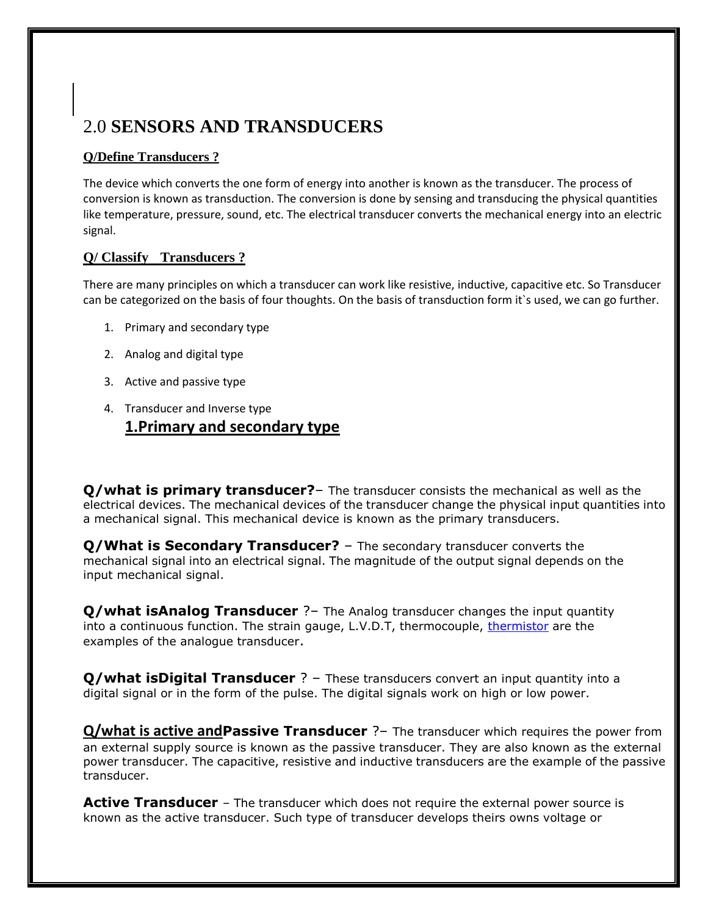# 2.0 **SENSORS AND TRANSDUCERS**

**Q/Define Transducers ?**

The device which converts the one form of energy into another is known as the transducer. The process of conversion is known as transduction. The conversion is done by sensing and transducing the physical quantities like temperature, pressure, sound, etc. The electrical transducer converts the mechanical energy into an electric signal.

**Q/ Classify Transducers ?**

There are many principles on which a transducer can work like resistive, inductive, capacitive etc. So Transducer can be categorized on the basis of four thoughts. On the basis of transduction form it`s used, we can go further.

1. Primary and secondary type
2. Analog and digital type
3. Active and passive type
4. Transducer and Inverse type

## 1.Primary and secondary type

**Q/what is primary transducer?**– The transducer consists the mechanical as well as the electrical devices. The mechanical devices of the transducer change the physical input quantities into a mechanical signal. This mechanical device is known as the primary transducers.

**Q/What is Secondary Transducer?** – The secondary transducer converts the mechanical signal into an electrical signal. The magnitude of the output signal depends on the input mechanical signal.

**Q/what isAnalog Transducer** ?– The Analog transducer changes the input quantity into a continuous function. The strain gauge, L.V.D.T, thermocouple, thermistor are the examples of the analogue transducer.

**Q/what isDigital Transducer** ? – These transducers convert an input quantity into a digital signal or in the form of the pulse. The digital signals work on high or low power.

**Q/what is active andPassive Transducer** ?– The transducer which requires the power from an external supply source is known as the passive transducer. They are also known as the external power transducer. The capacitive, resistive and inductive transducers are the example of the passive transducer.

**Active Transducer** – The transducer which does not require the external power source is known as the active transducer. Such type of transducer develops theirs owns voltage or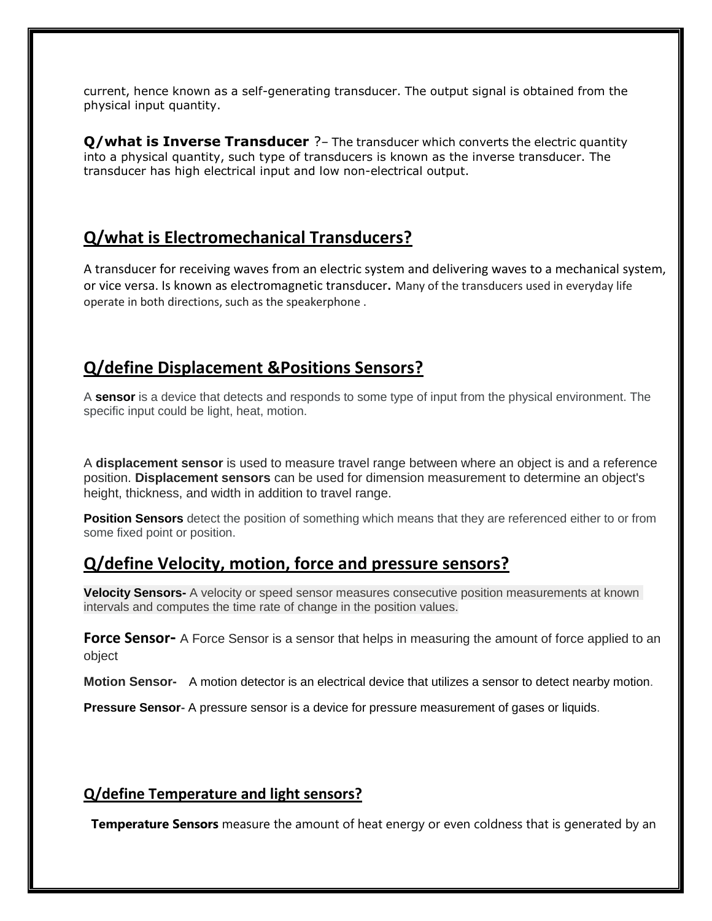current, hence known as a self-generating transducer. The output signal is obtained from the physical input quantity.

**Q/what is Inverse Transducer** ?– The transducer which converts the electric quantity into a physical quantity, such type of transducers is known as the inverse transducer. The transducer has high electrical input and low non-electrical output.

## Q/what is Electromechanical Transducers?

A transducer for receiving waves from an electric system and delivering waves to a mechanical system, or vice versa. Is known as electromagnetic transducer**.** Many of the transducers used in everyday life operate in both directions, such as the speakerphone .

## Q/define Displacement &Positions Sensors?

A **sensor** is a device that detects and responds to some type of input from the physical environment. The specific input could be light, heat, motion.

A **displacement sensor** is used to measure travel range between where an object is and a reference position. **Displacement sensors** can be used for dimension measurement to determine an object's height, thickness, and width in addition to travel range.

**Position Sensors** detect the position of something which means that they are referenced either to or from some fixed point or position.

## Q/define Velocity, motion, force and pressure sensors?

**Velocity Sensors-** A velocity or speed sensor measures consecutive position measurements at known intervals and computes the time rate of change in the position values.

**Force Sensor-** A Force Sensor is a sensor that helps in measuring the amount of force applied to an object

**Motion Sensor-** A motion detector is an electrical device that utilizes a sensor to detect nearby motion.

**Pressure Sensor**- A pressure sensor is a device for pressure measurement of gases or liquids.

### Q/define Temperature and light sensors?

**Temperature Sensors** measure the amount of heat energy or even coldness that is generated by an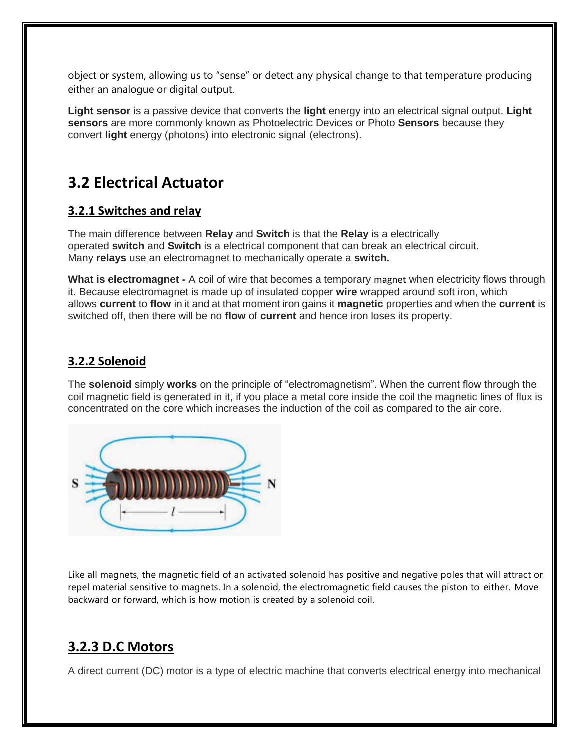object or system, allowing us to "sense" or detect any physical change to that temperature producing either an analogue or digital output.

**Light sensor** is a passive device that converts the **light** energy into an electrical signal output. **Light sensors** are more commonly known as Photoelectric Devices or Photo **Sensors** because they convert **light** energy (photons) into electronic signal (electrons).

## 3.2 Electrical Actuator

### 3.2.1 Switches and relay

The main difference between **Relay** and **Switch** is that the **Relay** is a electrically operated **switch** and **Switch** is a electrical component that can break an electrical circuit. Many **relays** use an electromagnet to mechanically operate a **switch.**

**What is electromagnet -** A coil of wire that becomes a temporary magnet when electricity flows through it. Because electromagnet is made up of insulated copper **wire** wrapped around soft iron, which allows **current** to **flow** in it and at that moment iron gains it **magnetic** properties and when the **current** is switched off, then there will be no **flow** of **current** and hence iron loses its property.

### 3.2.2 Solenoid

The **solenoid** simply **works** on the principle of "electromagnetism". When the current flow through the coil magnetic field is generated in it, if you place a metal core inside the coil the magnetic lines of flux is concentrated on the core which increases the induction of the coil as compared to the air core.

Like all magnets, the magnetic field of an activated solenoid has positive and negative poles that will attract or repel material sensitive to magnets. In a solenoid, the electromagnetic field causes the piston to either. Move backward or forward, which is how motion is created by a solenoid coil.

### 3.2.3 D.C Motors

A direct current (DC) motor is a type of electric machine that converts electrical energy into mechanical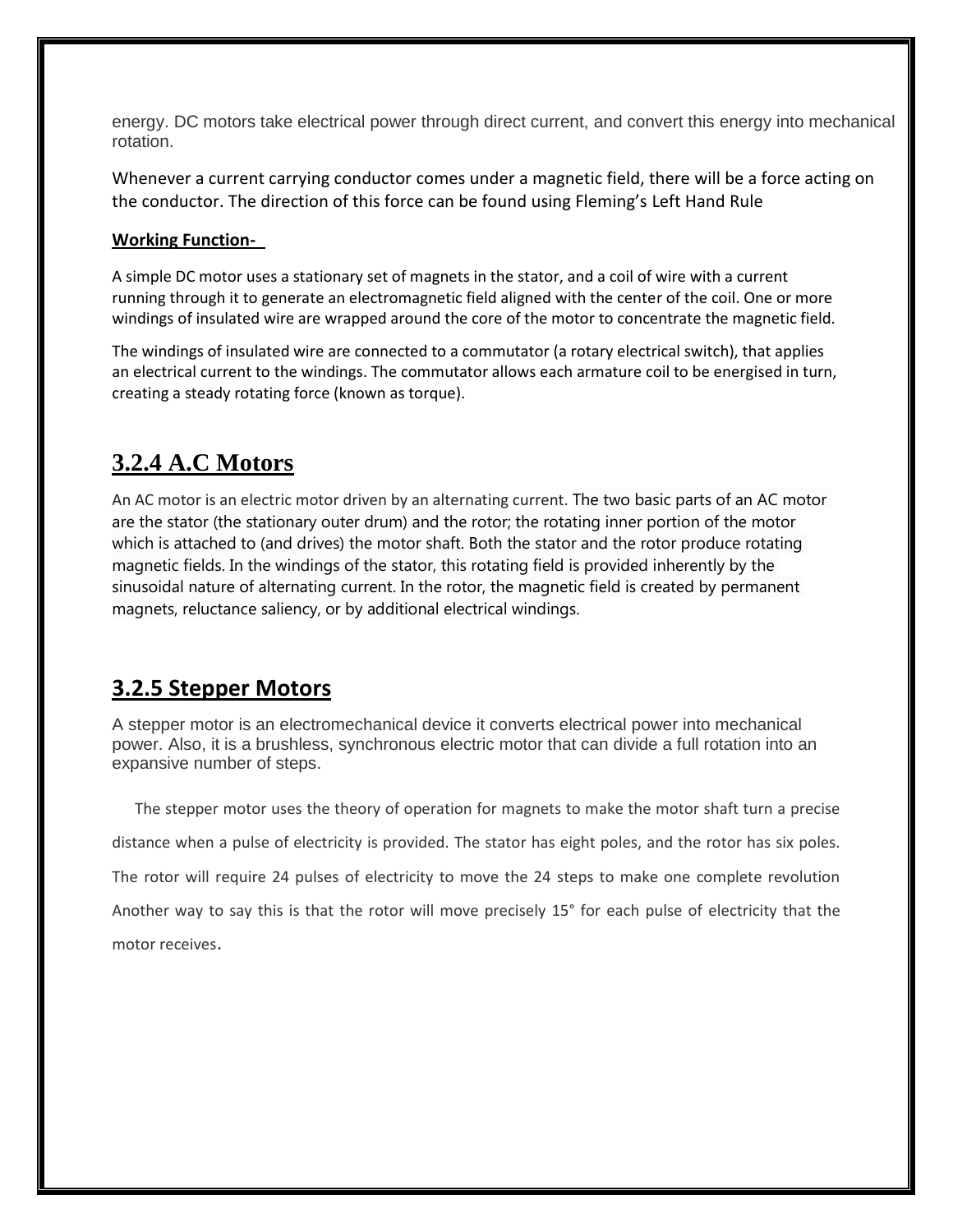energy. DC motors take electrical power through direct current, and convert this energy into mechanical rotation.

Whenever a current carrying conductor comes under a magnetic field, there will be a force acting on the conductor. The direction of this force can be found using Fleming's Left Hand Rule

**Working Function-**

A simple DC motor uses a stationary set of magnets in the stator, and a coil of wire with a current running through it to generate an electromagnetic field aligned with the center of the coil. One or more windings of insulated wire are wrapped around the core of the motor to concentrate the magnetic field.

The windings of insulated wire are connected to a commutator (a rotary electrical switch), that applies an electrical current to the windings. The commutator allows each armature coil to be energised in turn, creating a steady rotating force (known as torque).

## 3.2.4 A.C Motors

An AC motor is an electric motor driven by an alternating current. The two basic parts of an AC motor are the stator (the stationary outer drum) and the rotor; the rotating inner portion of the motor which is attached to (and drives) the motor shaft. Both the stator and the rotor produce rotating magnetic fields. In the windings of the stator, this rotating field is provided inherently by the sinusoidal nature of alternating current. In the rotor, the magnetic field is created by permanent magnets, reluctance saliency, or by additional electrical windings.

## 3.2.5 Stepper Motors

A stepper motor is an electromechanical device it converts electrical power into mechanical power. Also, it is a brushless, synchronous electric motor that can divide a full rotation into an expansive number of steps.

The stepper motor uses the theory of operation for magnets to make the motor shaft turn a precise distance when a pulse of electricity is provided. The stator has eight poles, and the rotor has six poles. The rotor will require 24 pulses of electricity to move the 24 steps to make one complete revolution Another way to say this is that the rotor will move precisely 15° for each pulse of electricity that the motor receives.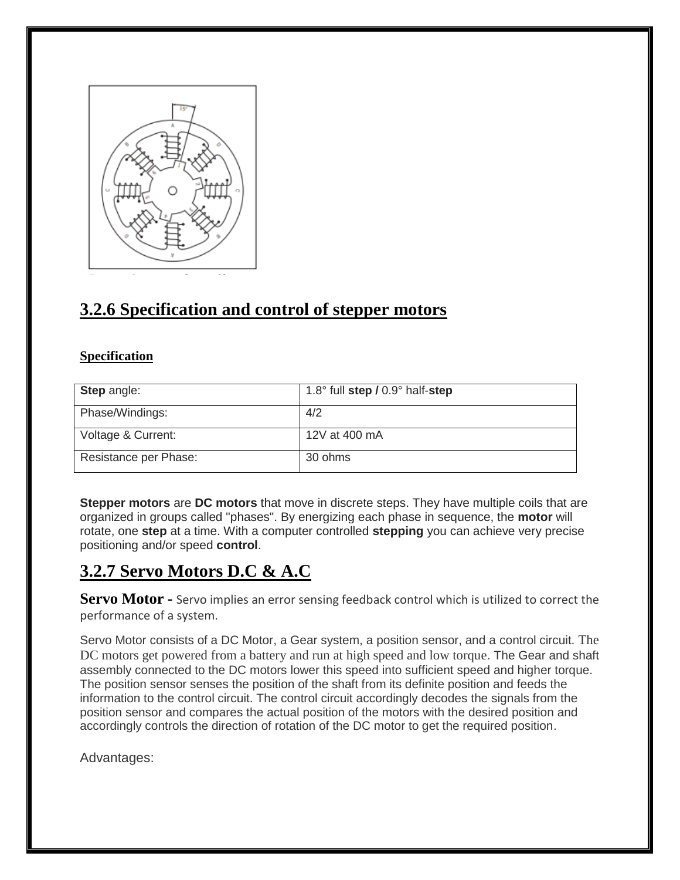## 3.2.6 Specification and control of stepper motors

### Specification

| **Step** angle: | 1.8° full **step /** 0.9° half-**step** |
|---|---|
| Phase/Windings: | 4/2 |
| Voltage & Current: | 12V at 400 mA |
| Resistance per Phase: | 30 ohms |

**Stepper motors** are **DC motors** that move in discrete steps. They have multiple coils that are organized in groups called "phases". By energizing each phase in sequence, the **motor** will rotate, one **step** at a time. With a computer controlled **stepping** you can achieve very precise positioning and/or speed **control**.

## 3.2.7 Servo Motors D.C & A.C

**Servo Motor -** Servo implies an error sensing feedback control which is utilized to correct the performance of a system.

Servo Motor consists of a DC Motor, a Gear system, a position sensor, and a control circuit. The DC motors get powered from a battery and run at high speed and low torque. The Gear and shaft assembly connected to the DC motors lower this speed into sufficient speed and higher torque. The position sensor senses the position of the shaft from its definite position and feeds the information to the control circuit. The control circuit accordingly decodes the signals from the position sensor and compares the actual position of the motors with the desired position and accordingly controls the direction of rotation of the DC motor to get the required position.

Advantages: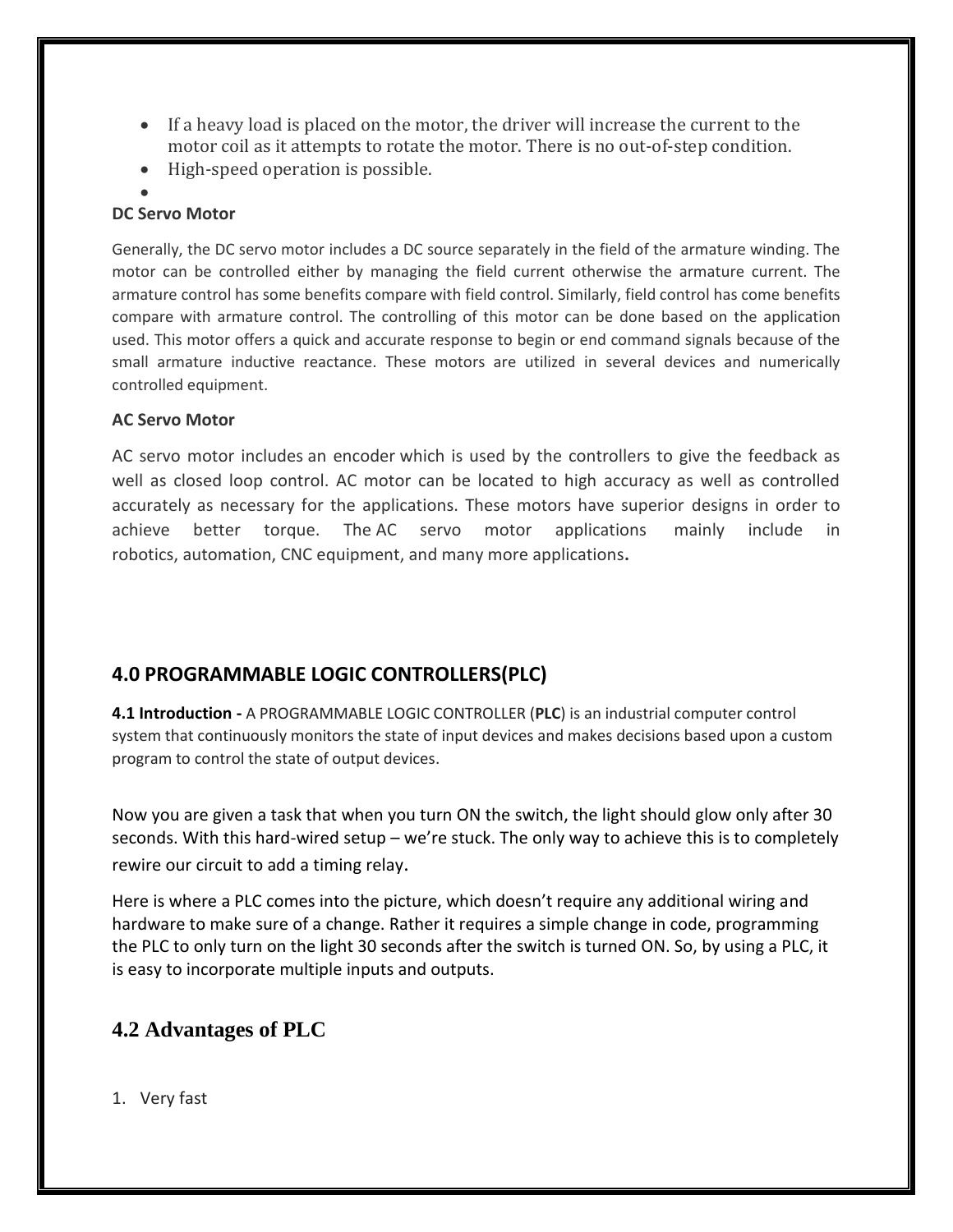- If a heavy load is placed on the motor, the driver will increase the current to the motor coil as it attempts to rotate the motor. There is no out-of-step condition.
- High-speed operation is possible.

**DC Servo Motor**

Generally, the DC servo motor includes a DC source separately in the field of the armature winding. The motor can be controlled either by managing the field current otherwise the armature current. The armature control has some benefits compare with field control. Similarly, field control has come benefits compare with armature control. The controlling of this motor can be done based on the application used. This motor offers a quick and accurate response to begin or end command signals because of the small armature inductive reactance. These motors are utilized in several devices and numerically controlled equipment.

**AC Servo Motor**

AC servo motor includes an encoder which is used by the controllers to give the feedback as well as closed loop control. AC motor can be located to high accuracy as well as controlled accurately as necessary for the applications. These motors have superior designs in order to achieve better torque. The AC servo motor applications mainly include in robotics, automation, CNC equipment, and many more applications.

## 4.0 PROGRAMMABLE LOGIC CONTROLLERS(PLC)

**4.1 Introduction -** A PROGRAMMABLE LOGIC CONTROLLER (**PLC**) is an industrial computer control system that continuously monitors the state of input devices and makes decisions based upon a custom program to control the state of output devices.

Now you are given a task that when you turn ON the switch, the light should glow only after 30 seconds. With this hard-wired setup – we're stuck. The only way to achieve this is to completely rewire our circuit to add a timing relay.

Here is where a PLC comes into the picture, which doesn't require any additional wiring and hardware to make sure of a change. Rather it requires a simple change in code, programming the PLC to only turn on the light 30 seconds after the switch is turned ON. So, by using a PLC, it is easy to incorporate multiple inputs and outputs.

## 4.2 Advantages of PLC

1. Very fast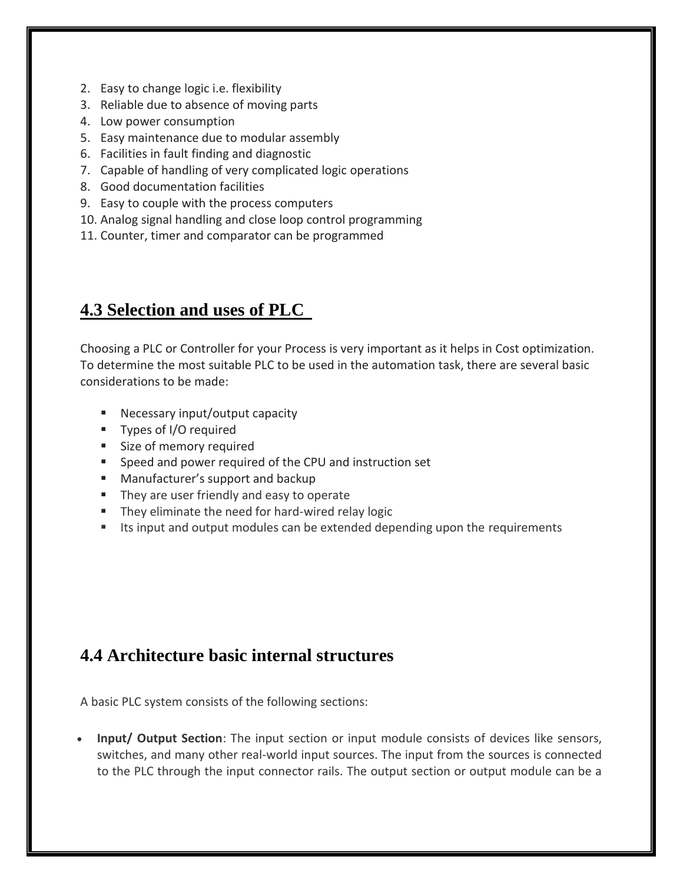2. Easy to change logic i.e. flexibility
3. Reliable due to absence of moving parts
4. Low power consumption
5. Easy maintenance due to modular assembly
6. Facilities in fault finding and diagnostic
7. Capable of handling of very complicated logic operations
8. Good documentation facilities
9. Easy to couple with the process computers
10. Analog signal handling and close loop control programming
11. Counter, timer and comparator can be programmed

## 4.3 Selection and uses of PLC

Choosing a PLC or Controller for your Process is very important as it helps in Cost optimization. To determine the most suitable PLC to be used in the automation task, there are several basic considerations to be made:

- Necessary input/output capacity
- Types of I/O required
- Size of memory required
- Speed and power required of the CPU and instruction set
- Manufacturer's support and backup
- They are user friendly and easy to operate
- They eliminate the need for hard-wired relay logic
- Its input and output modules can be extended depending upon the requirements

## 4.4 Architecture basic internal structures

A basic PLC system consists of the following sections:

- **Input/ Output Section**: The input section or input module consists of devices like sensors, switches, and many other real-world input sources. The input from the sources is connected to the PLC through the input connector rails. The output section or output module can be a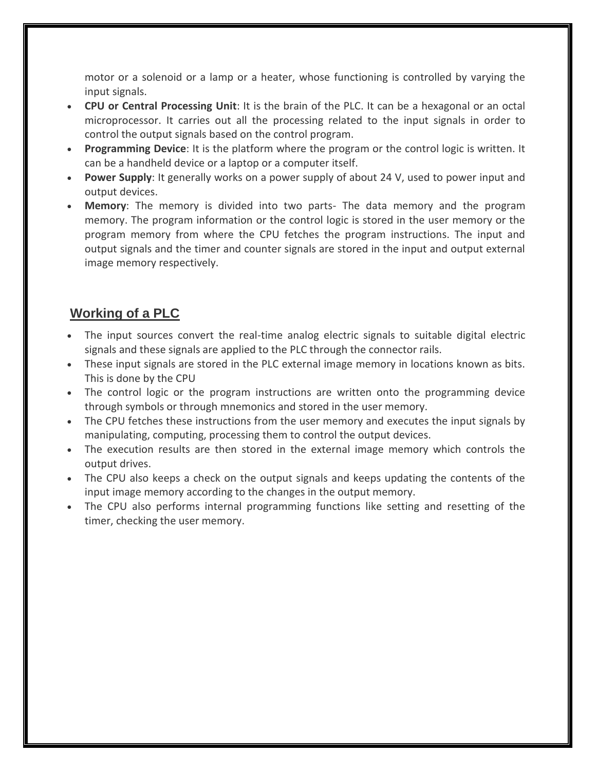motor or a solenoid or a lamp or a heater, whose functioning is controlled by varying the input signals.

- **CPU or Central Processing Unit**: It is the brain of the PLC. It can be a hexagonal or an octal microprocessor. It carries out all the processing related to the input signals in order to control the output signals based on the control program.
- **Programming Device**: It is the platform where the program or the control logic is written. It can be a handheld device or a laptop or a computer itself.
- **Power Supply**: It generally works on a power supply of about 24 V, used to power input and output devices.
- **Memory**: The memory is divided into two parts- The data memory and the program memory. The program information or the control logic is stored in the user memory or the program memory from where the CPU fetches the program instructions. The input and output signals and the timer and counter signals are stored in the input and output external image memory respectively.

## Working of a PLC

- The input sources convert the real-time analog electric signals to suitable digital electric signals and these signals are applied to the PLC through the connector rails.
- These input signals are stored in the PLC external image memory in locations known as bits. This is done by the CPU
- The control logic or the program instructions are written onto the programming device through symbols or through mnemonics and stored in the user memory.
- The CPU fetches these instructions from the user memory and executes the input signals by manipulating, computing, processing them to control the output devices.
- The execution results are then stored in the external image memory which controls the output drives.
- The CPU also keeps a check on the output signals and keeps updating the contents of the input image memory according to the changes in the output memory.
- The CPU also performs internal programming functions like setting and resetting of the timer, checking the user memory.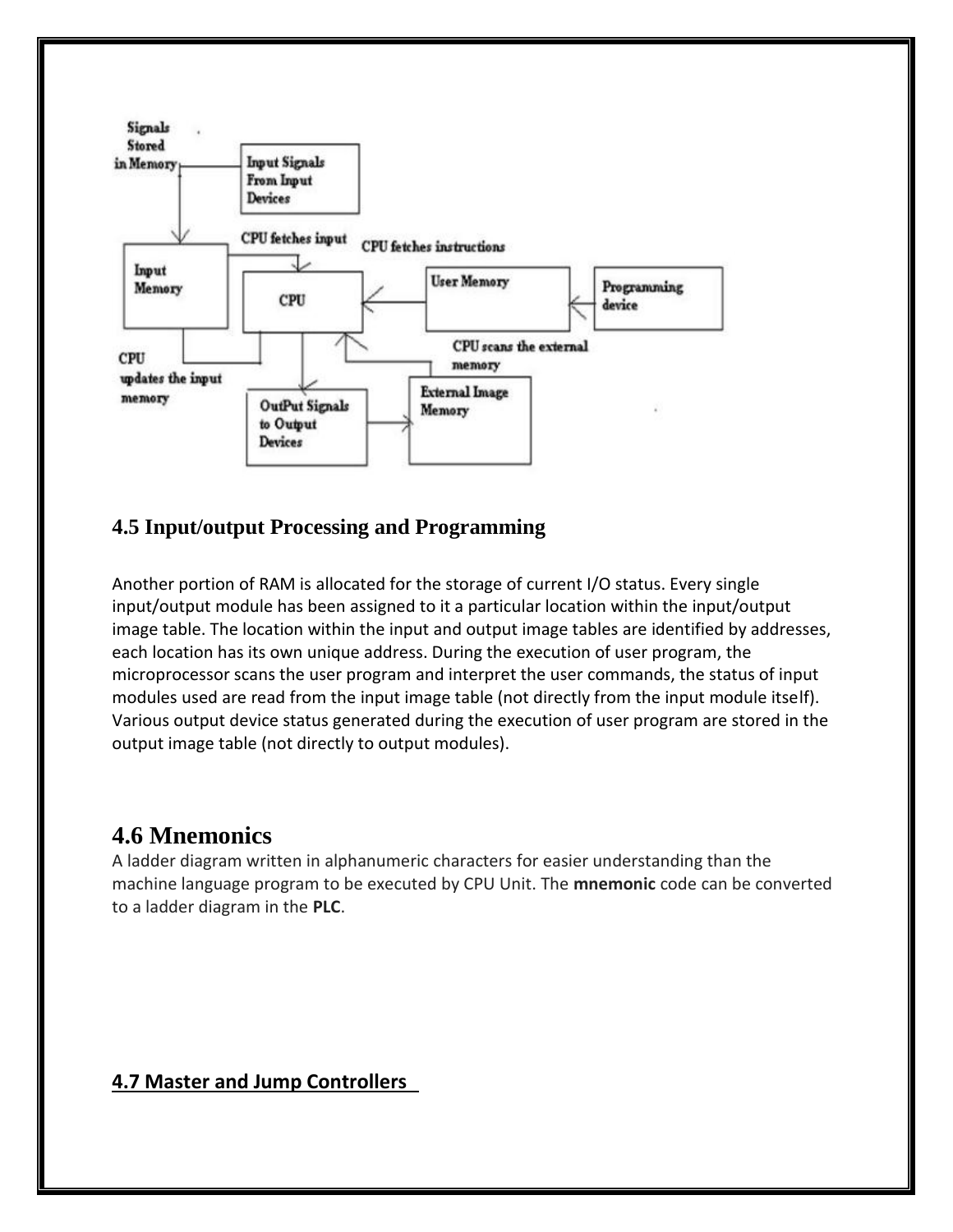## 4.5 Input/output Processing and Programming

Another portion of RAM is allocated for the storage of current I/O status. Every single input/output module has been assigned to it a particular location within the input/output image table. The location within the input and output image tables are identified by addresses, each location has its own unique address. During the execution of user program, the microprocessor scans the user program and interpret the user commands, the status of input modules used are read from the input image table (not directly from the input module itself). Various output device status generated during the execution of user program are stored in the output image table (not directly to output modules).

## 4.6 Mnemonics

A ladder diagram written in alphanumeric characters for easier understanding than the machine language program to be executed by CPU Unit. The **mnemonic** code can be converted to a ladder diagram in the **PLC**.

## 4.7 Master and Jump Controllers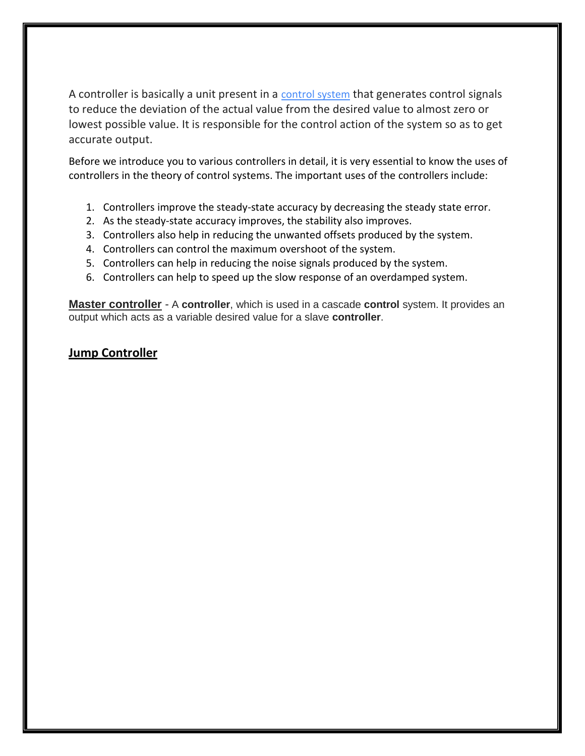A controller is basically a unit present in a control system that generates control signals to reduce the deviation of the actual value from the desired value to almost zero or lowest possible value. It is responsible for the control action of the system so as to get accurate output.

Before we introduce you to various controllers in detail, it is very essential to know the uses of controllers in the theory of control systems. The important uses of the controllers include:

1. Controllers improve the steady-state accuracy by decreasing the steady state error.
2. As the steady-state accuracy improves, the stability also improves.
3. Controllers also help in reducing the unwanted offsets produced by the system.
4. Controllers can control the maximum overshoot of the system.
5. Controllers can help in reducing the noise signals produced by the system.
6. Controllers can help to speed up the slow response of an overdamped system.

**Master controller** - A **controller**, which is used in a cascade **control** system. It provides an output which acts as a variable desired value for a slave **controller**.

**Jump Controller**